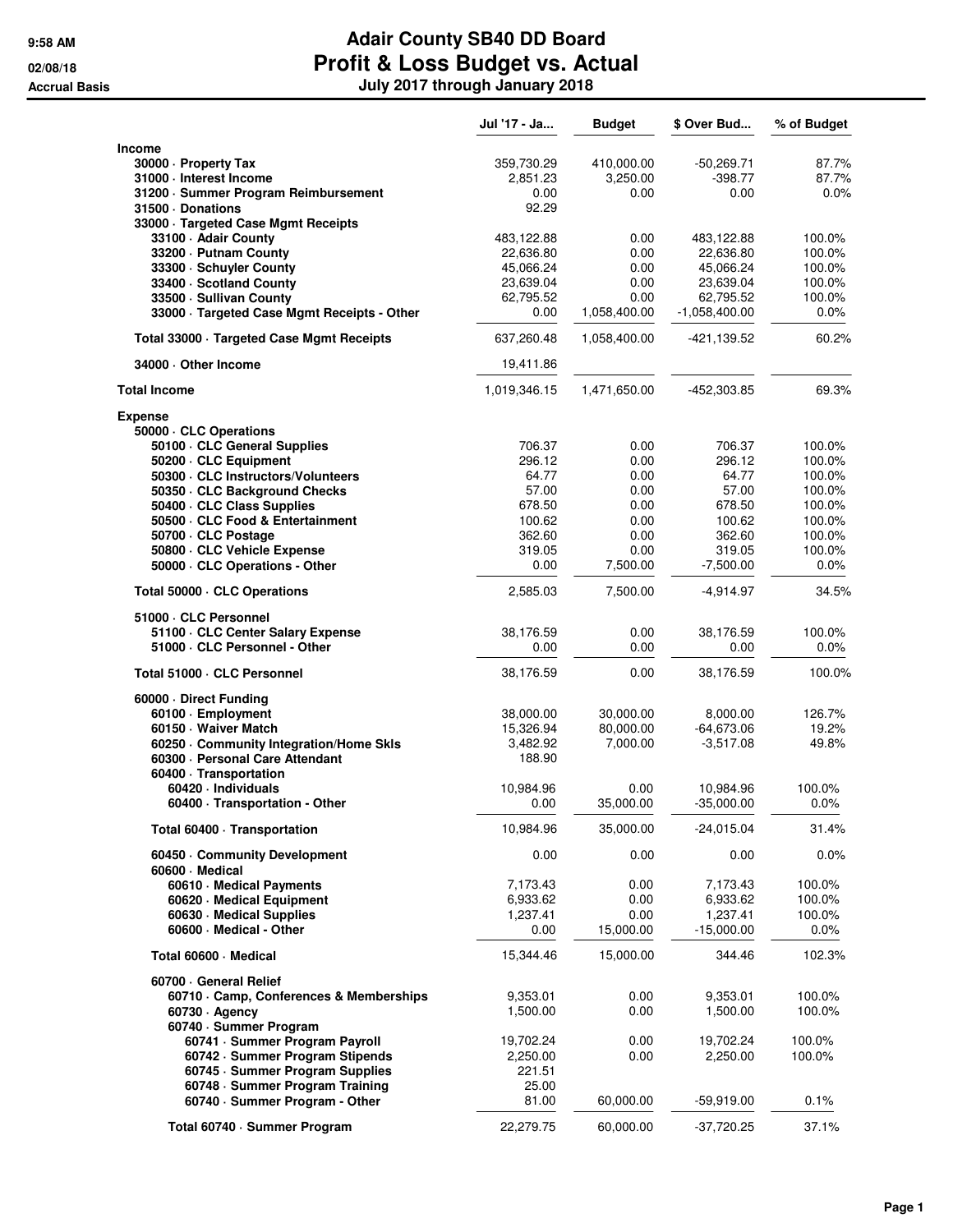# Adair County SB40 DD Board
## Profit & Loss Budget vs. Actual
### July 2017 through January 2018

9:58 AM
02/08/18
Accrual Basis

| | Jul '17 - Ja... | Budget | $ Over Bud... | % of Budget |
|---|---|---|---|---|
| **Income** | | | | |
| 30000 · Property Tax | 359,730.29 | 410,000.00 | -50,269.71 | 87.7% |
| 31000 · Interest Income | 2,851.23 | 3,250.00 | -398.77 | 87.7% |
| 31200 · Summer Program Reimbursement | 0.00 | 0.00 | 0.00 | 0.0% |
| 31500 · Donations | 92.29 | | | |
| 33000 · Targeted Case Mgmt Receipts | | | | |
| 33100 · Adair County | 483,122.88 | 0.00 | 483,122.88 | 100.0% |
| 33200 · Putnam County | 22,636.80 | 0.00 | 22,636.80 | 100.0% |
| 33300 · Schuyler County | 45,066.24 | 0.00 | 45,066.24 | 100.0% |
| 33400 · Scotland County | 23,639.04 | 0.00 | 23,639.04 | 100.0% |
| 33500 · Sullivan County | 62,795.52 | 0.00 | 62,795.52 | 100.0% |
| 33000 · Targeted Case Mgmt Receipts - Other | 0.00 | 1,058,400.00 | -1,058,400.00 | 0.0% |
| Total 33000 · Targeted Case Mgmt Receipts | 637,260.48 | 1,058,400.00 | -421,139.52 | 60.2% |
| 34000 · Other Income | 19,411.86 | | | |
| **Total Income** | 1,019,346.15 | 1,471,650.00 | -452,303.85 | 69.3% |
| **Expense** | | | | |
| 50000 · CLC Operations | | | | |
| 50100 · CLC General Supplies | 706.37 | 0.00 | 706.37 | 100.0% |
| 50200 · CLC Equipment | 296.12 | 0.00 | 296.12 | 100.0% |
| 50300 · CLC Instructors/Volunteers | 64.77 | 0.00 | 64.77 | 100.0% |
| 50350 · CLC Background Checks | 57.00 | 0.00 | 57.00 | 100.0% |
| 50400 · CLC Class Supplies | 678.50 | 0.00 | 678.50 | 100.0% |
| 50500 · CLC Food & Entertainment | 100.62 | 0.00 | 100.62 | 100.0% |
| 50700 · CLC Postage | 362.60 | 0.00 | 362.60 | 100.0% |
| 50800 · CLC Vehicle Expense | 319.05 | 0.00 | 319.05 | 100.0% |
| 50000 · CLC Operations - Other | 0.00 | 7,500.00 | -7,500.00 | 0.0% |
| Total 50000 · CLC Operations | 2,585.03 | 7,500.00 | -4,914.97 | 34.5% |
| 51000 · CLC Personnel | | | | |
| 51100 · CLC Center Salary Expense | 38,176.59 | 0.00 | 38,176.59 | 100.0% |
| 51000 · CLC Personnel - Other | 0.00 | 0.00 | 0.00 | 0.0% |
| Total 51000 · CLC Personnel | 38,176.59 | 0.00 | 38,176.59 | 100.0% |
| 60000 · Direct Funding | | | | |
| 60100 · Employment | 38,000.00 | 30,000.00 | 8,000.00 | 126.7% |
| 60150 · Waiver Match | 15,326.94 | 80,000.00 | -64,673.06 | 19.2% |
| 60250 · Community Integration/Home Skls | 3,482.92 | 7,000.00 | -3,517.08 | 49.8% |
| 60300 · Personal Care Attendant | 188.90 | | | |
| 60400 · Transportation | | | | |
| 60420 · Individuals | 10,984.96 | 0.00 | 10,984.96 | 100.0% |
| 60400 · Transportation - Other | 0.00 | 35,000.00 | -35,000.00 | 0.0% |
| Total 60400 · Transportation | 10,984.96 | 35,000.00 | -24,015.04 | 31.4% |
| 60450 · Community Development | 0.00 | 0.00 | 0.00 | 0.0% |
| 60600 · Medical | | | | |
| 60610 · Medical Payments | 7,173.43 | 0.00 | 7,173.43 | 100.0% |
| 60620 · Medical Equipment | 6,933.62 | 0.00 | 6,933.62 | 100.0% |
| 60630 · Medical Supplies | 1,237.41 | 0.00 | 1,237.41 | 100.0% |
| 60600 · Medical - Other | 0.00 | 15,000.00 | -15,000.00 | 0.0% |
| Total 60600 · Medical | 15,344.46 | 15,000.00 | 344.46 | 102.3% |
| 60700 · General Relief | | | | |
| 60710 · Camp, Conferences & Memberships | 9,353.01 | 0.00 | 9,353.01 | 100.0% |
| 60730 · Agency | 1,500.00 | 0.00 | 1,500.00 | 100.0% |
| 60740 · Summer Program | | | | |
| 60741 · Summer Program Payroll | 19,702.24 | 0.00 | 19,702.24 | 100.0% |
| 60742 · Summer Program Stipends | 2,250.00 | 0.00 | 2,250.00 | 100.0% |
| 60745 · Summer Program Supplies | 221.51 | | | |
| 60748 · Summer Program Training | 25.00 | | | |
| 60740 · Summer Program - Other | 81.00 | 60,000.00 | -59,919.00 | 0.1% |
| Total 60740 · Summer Program | 22,279.75 | 60,000.00 | -37,720.25 | 37.1% |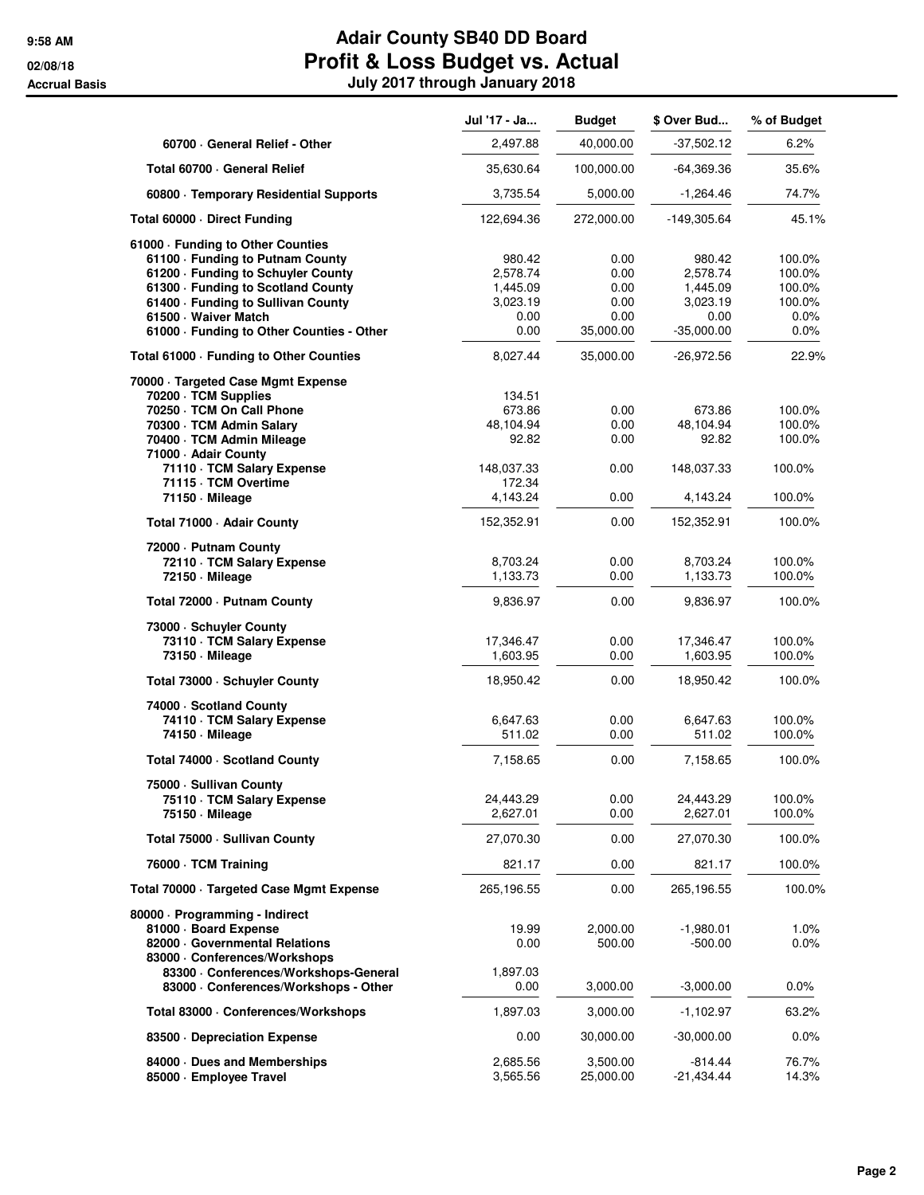# Adair County SB40 DD Board
## Profit & Loss Budget vs. Actual
### July 2017 through January 2018

9:58 AM
02/08/18
Accrual Basis

| | Jul '17 - Ja... | Budget | $ Over Bud... | % of Budget |
|---|---|---|---|---|
| 60700 · General Relief - Other | 2,497.88 | 40,000.00 | -37,502.12 | 6.2% |
| Total 60700 · General Relief | 35,630.64 | 100,000.00 | -64,369.36 | 35.6% |
| 60800 · Temporary Residential Supports | 3,735.54 | 5,000.00 | -1,264.46 | 74.7% |
| Total 60000 · Direct Funding | 122,694.36 | 272,000.00 | -149,305.64 | 45.1% |
| 61000 · Funding to Other Counties | | | | |
| 61100 · Funding to Putnam County | 980.42 | 0.00 | 980.42 | 100.0% |
| 61200 · Funding to Schuyler County | 2,578.74 | 0.00 | 2,578.74 | 100.0% |
| 61300 · Funding to Scotland County | 1,445.09 | 0.00 | 1,445.09 | 100.0% |
| 61400 · Funding to Sullivan County | 3,023.19 | 0.00 | 3,023.19 | 100.0% |
| 61500 · Waiver Match | 0.00 | 0.00 | 0.00 | 0.0% |
| 61000 · Funding to Other Counties - Other | 0.00 | 35,000.00 | -35,000.00 | 0.0% |
| Total 61000 · Funding to Other Counties | 8,027.44 | 35,000.00 | -26,972.56 | 22.9% |
| 70000 · Targeted Case Mgmt Expense | | | | |
| 70200 · TCM Supplies | 134.51 | | | |
| 70250 · TCM On Call Phone | 673.86 | 0.00 | 673.86 | 100.0% |
| 70300 · TCM Admin Salary | 48,104.94 | 0.00 | 48,104.94 | 100.0% |
| 70400 · TCM Admin Mileage | 92.82 | 0.00 | 92.82 | 100.0% |
| 71000 · Adair County | | | | |
| 71110 · TCM Salary Expense | 148,037.33 | 0.00 | 148,037.33 | 100.0% |
| 71115 · TCM Overtime | 172.34 | | | |
| 71150 · Mileage | 4,143.24 | 0.00 | 4,143.24 | 100.0% |
| Total 71000 · Adair County | 152,352.91 | 0.00 | 152,352.91 | 100.0% |
| 72000 · Putnam County | | | | |
| 72110 · TCM Salary Expense | 8,703.24 | 0.00 | 8,703.24 | 100.0% |
| 72150 · Mileage | 1,133.73 | 0.00 | 1,133.73 | 100.0% |
| Total 72000 · Putnam County | 9,836.97 | 0.00 | 9,836.97 | 100.0% |
| 73000 · Schuyler County | | | | |
| 73110 · TCM Salary Expense | 17,346.47 | 0.00 | 17,346.47 | 100.0% |
| 73150 · Mileage | 1,603.95 | 0.00 | 1,603.95 | 100.0% |
| Total 73000 · Schuyler County | 18,950.42 | 0.00 | 18,950.42 | 100.0% |
| 74000 · Scotland County | | | | |
| 74110 · TCM Salary Expense | 6,647.63 | 0.00 | 6,647.63 | 100.0% |
| 74150 · Mileage | 511.02 | 0.00 | 511.02 | 100.0% |
| Total 74000 · Scotland County | 7,158.65 | 0.00 | 7,158.65 | 100.0% |
| 75000 · Sullivan County | | | | |
| 75110 · TCM Salary Expense | 24,443.29 | 0.00 | 24,443.29 | 100.0% |
| 75150 · Mileage | 2,627.01 | 0.00 | 2,627.01 | 100.0% |
| Total 75000 · Sullivan County | 27,070.30 | 0.00 | 27,070.30 | 100.0% |
| 76000 · TCM Training | 821.17 | 0.00 | 821.17 | 100.0% |
| Total 70000 · Targeted Case Mgmt Expense | 265,196.55 | 0.00 | 265,196.55 | 100.0% |
| 80000 · Programming - Indirect | | | | |
| 81000 · Board Expense | 19.99 | 2,000.00 | -1,980.01 | 1.0% |
| 82000 · Governmental Relations | 0.00 | 500.00 | -500.00 | 0.0% |
| 83000 · Conferences/Workshops | | | | |
| 83300 · Conferences/Workshops-General | 1,897.03 | | | |
| 83000 · Conferences/Workshops - Other | 0.00 | 3,000.00 | -3,000.00 | 0.0% |
| Total 83000 · Conferences/Workshops | 1,897.03 | 3,000.00 | -1,102.97 | 63.2% |
| 83500 · Depreciation Expense | 0.00 | 30,000.00 | -30,000.00 | 0.0% |
| 84000 · Dues and Memberships | 2,685.56 | 3,500.00 | -814.44 | 76.7% |
| 85000 · Employee Travel | 3,565.56 | 25,000.00 | -21,434.44 | 14.3% |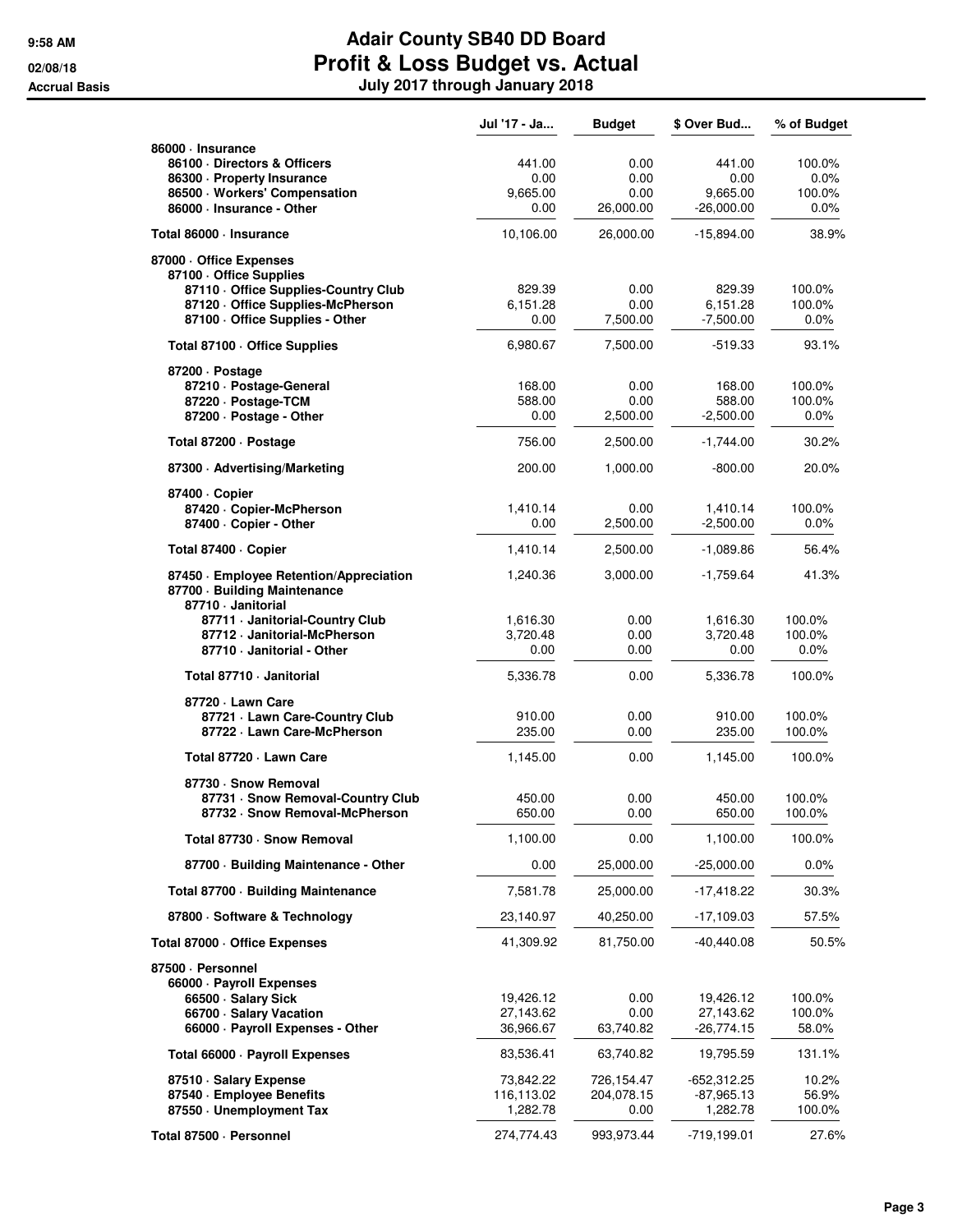# Adair County SB40 DD Board
## Profit & Loss Budget vs. Actual
### July 2017 through January 2018

9:58 AM
02/08/18
Accrual Basis

| | Jul '17 - Ja... | Budget | $ Over Bud... | % of Budget |
|---|---|---|---|---|
| **86000 · Insurance** | | | | |
| **86100 · Directors & Officers** | 441.00 | 0.00 | 441.00 | 100.0% |
| **86300 · Property Insurance** | 0.00 | 0.00 | 0.00 | 0.0% |
| **86500 · Workers' Compensation** | 9,665.00 | 0.00 | 9,665.00 | 100.0% |
| **86000 · Insurance - Other** | 0.00 | 26,000.00 | -26,000.00 | 0.0% |
| **Total 86000 · Insurance** | 10,106.00 | 26,000.00 | -15,894.00 | 38.9% |
| **87000 · Office Expenses** | | | | |
| **87100 · Office Supplies** | | | | |
| **87110 · Office Supplies-Country Club** | 829.39 | 0.00 | 829.39 | 100.0% |
| **87120 · Office Supplies-McPherson** | 6,151.28 | 0.00 | 6,151.28 | 100.0% |
| **87100 · Office Supplies - Other** | 0.00 | 7,500.00 | -7,500.00 | 0.0% |
| **Total 87100 · Office Supplies** | 6,980.67 | 7,500.00 | -519.33 | 93.1% |
| **87200 · Postage** | | | | |
| **87210 · Postage-General** | 168.00 | 0.00 | 168.00 | 100.0% |
| **87220 · Postage-TCM** | 588.00 | 0.00 | 588.00 | 100.0% |
| **87200 · Postage - Other** | 0.00 | 2,500.00 | -2,500.00 | 0.0% |
| **Total 87200 · Postage** | 756.00 | 2,500.00 | -1,744.00 | 30.2% |
| **87300 · Advertising/Marketing** | 200.00 | 1,000.00 | -800.00 | 20.0% |
| **87400 · Copier** | | | | |
| **87420 · Copier-McPherson** | 1,410.14 | 0.00 | 1,410.14 | 100.0% |
| **87400 · Copier - Other** | 0.00 | 2,500.00 | -2,500.00 | 0.0% |
| **Total 87400 · Copier** | 1,410.14 | 2,500.00 | -1,089.86 | 56.4% |
| **87450 · Employee Retention/Appreciation** | 1,240.36 | 3,000.00 | -1,759.64 | 41.3% |
| **87700 · Building Maintenance** | | | | |
| **87710 · Janitorial** | | | | |
| **87711 · Janitorial-Country Club** | 1,616.30 | 0.00 | 1,616.30 | 100.0% |
| **87712 · Janitorial-McPherson** | 3,720.48 | 0.00 | 3,720.48 | 100.0% |
| **87710 · Janitorial - Other** | 0.00 | 0.00 | 0.00 | 0.0% |
| **Total 87710 · Janitorial** | 5,336.78 | 0.00 | 5,336.78 | 100.0% |
| **87720 · Lawn Care** | | | | |
| **87721 · Lawn Care-Country Club** | 910.00 | 0.00 | 910.00 | 100.0% |
| **87722 · Lawn Care-McPherson** | 235.00 | 0.00 | 235.00 | 100.0% |
| **Total 87720 · Lawn Care** | 1,145.00 | 0.00 | 1,145.00 | 100.0% |
| **87730 · Snow Removal** | | | | |
| **87731 · Snow Removal-Country Club** | 450.00 | 0.00 | 450.00 | 100.0% |
| **87732 · Snow Removal-McPherson** | 650.00 | 0.00 | 650.00 | 100.0% |
| **Total 87730 · Snow Removal** | 1,100.00 | 0.00 | 1,100.00 | 100.0% |
| **87700 · Building Maintenance - Other** | 0.00 | 25,000.00 | -25,000.00 | 0.0% |
| **Total 87700 · Building Maintenance** | 7,581.78 | 25,000.00 | -17,418.22 | 30.3% |
| **87800 · Software & Technology** | 23,140.97 | 40,250.00 | -17,109.03 | 57.5% |
| **Total 87000 · Office Expenses** | 41,309.92 | 81,750.00 | -40,440.08 | 50.5% |
| **87500 · Personnel** | | | | |
| **66000 · Payroll Expenses** | | | | |
| **66500 · Salary Sick** | 19,426.12 | 0.00 | 19,426.12 | 100.0% |
| **66700 · Salary Vacation** | 27,143.62 | 0.00 | 27,143.62 | 100.0% |
| **66000 · Payroll Expenses - Other** | 36,966.67 | 63,740.82 | -26,774.15 | 58.0% |
| **Total 66000 · Payroll Expenses** | 83,536.41 | 63,740.82 | 19,795.59 | 131.1% |
| **87510 · Salary Expense** | 73,842.22 | 726,154.47 | -652,312.25 | 10.2% |
| **87540 · Employee Benefits** | 116,113.02 | 204,078.15 | -87,965.13 | 56.9% |
| **87550 · Unemployment Tax** | 1,282.78 | 0.00 | 1,282.78 | 100.0% |
| **Total 87500 · Personnel** | 274,774.43 | 993,973.44 | -719,199.01 | 27.6% |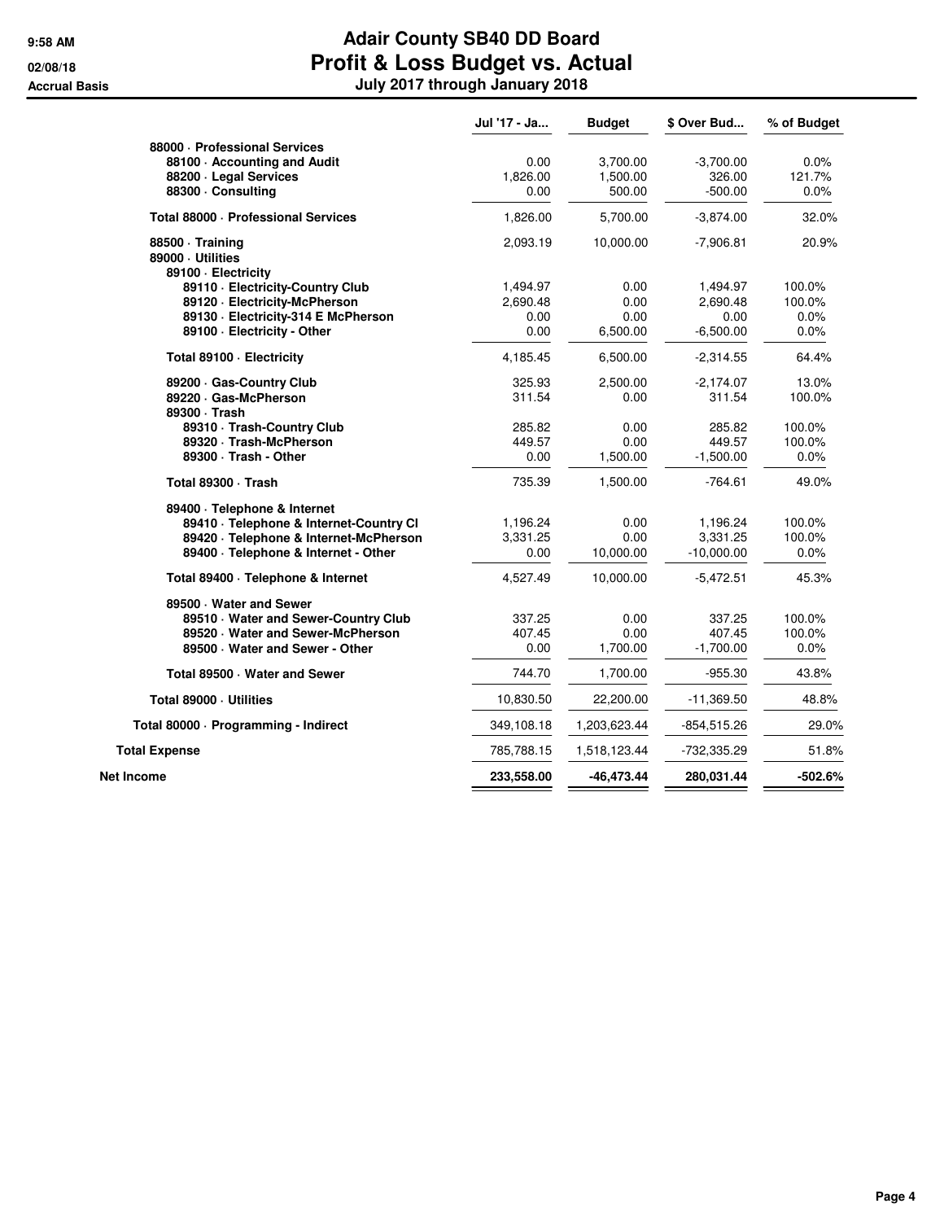# Adair County SB40 DD Board
## Profit & Loss Budget vs. Actual
### July 2017 through January 2018

9:58 AM
02/08/18
Accrual Basis

| | Jul '17 - Ja... | Budget | $ Over Bud... | % of Budget |
|---|---|---|---|---|
| 88000 · Professional Services | | | | |
| 88100 · Accounting and Audit | 0.00 | 3,700.00 | -3,700.00 | 0.0% |
| 88200 · Legal Services | 1,826.00 | 1,500.00 | 326.00 | 121.7% |
| 88300 · Consulting | 0.00 | 500.00 | -500.00 | 0.0% |
| Total 88000 · Professional Services | 1,826.00 | 5,700.00 | -3,874.00 | 32.0% |
| 88500 · Training | 2,093.19 | 10,000.00 | -7,906.81 | 20.9% |
| 89000 · Utilities | | | | |
| 89100 · Electricity | | | | |
| 89110 · Electricity-Country Club | 1,494.97 | 0.00 | 1,494.97 | 100.0% |
| 89120 · Electricity-McPherson | 2,690.48 | 0.00 | 2,690.48 | 100.0% |
| 89130 · Electricity-314 E McPherson | 0.00 | 0.00 | 0.00 | 0.0% |
| 89100 · Electricity - Other | 0.00 | 6,500.00 | -6,500.00 | 0.0% |
| Total 89100 · Electricity | 4,185.45 | 6,500.00 | -2,314.55 | 64.4% |
| 89200 · Gas-Country Club | 325.93 | 2,500.00 | -2,174.07 | 13.0% |
| 89220 · Gas-McPherson | 311.54 | 0.00 | 311.54 | 100.0% |
| 89300 · Trash | | | | |
| 89310 · Trash-Country Club | 285.82 | 0.00 | 285.82 | 100.0% |
| 89320 · Trash-McPherson | 449.57 | 0.00 | 449.57 | 100.0% |
| 89300 · Trash - Other | 0.00 | 1,500.00 | -1,500.00 | 0.0% |
| Total 89300 · Trash | 735.39 | 1,500.00 | -764.61 | 49.0% |
| 89400 · Telephone & Internet | | | | |
| 89410 · Telephone & Internet-Country Cl | 1,196.24 | 0.00 | 1,196.24 | 100.0% |
| 89420 · Telephone & Internet-McPherson | 3,331.25 | 0.00 | 3,331.25 | 100.0% |
| 89400 · Telephone & Internet - Other | 0.00 | 10,000.00 | -10,000.00 | 0.0% |
| Total 89400 · Telephone & Internet | 4,527.49 | 10,000.00 | -5,472.51 | 45.3% |
| 89500 · Water and Sewer | | | | |
| 89510 · Water and Sewer-Country Club | 337.25 | 0.00 | 337.25 | 100.0% |
| 89520 · Water and Sewer-McPherson | 407.45 | 0.00 | 407.45 | 100.0% |
| 89500 · Water and Sewer - Other | 0.00 | 1,700.00 | -1,700.00 | 0.0% |
| Total 89500 · Water and Sewer | 744.70 | 1,700.00 | -955.30 | 43.8% |
| Total 89000 · Utilities | 10,830.50 | 22,200.00 | -11,369.50 | 48.8% |
| Total 80000 · Programming - Indirect | 349,108.18 | 1,203,623.44 | -854,515.26 | 29.0% |
| Total Expense | 785,788.15 | 1,518,123.44 | -732,335.29 | 51.8% |
| **Net Income** | **233,558.00** | **-46,473.44** | **280,031.44** | **-502.6%** |